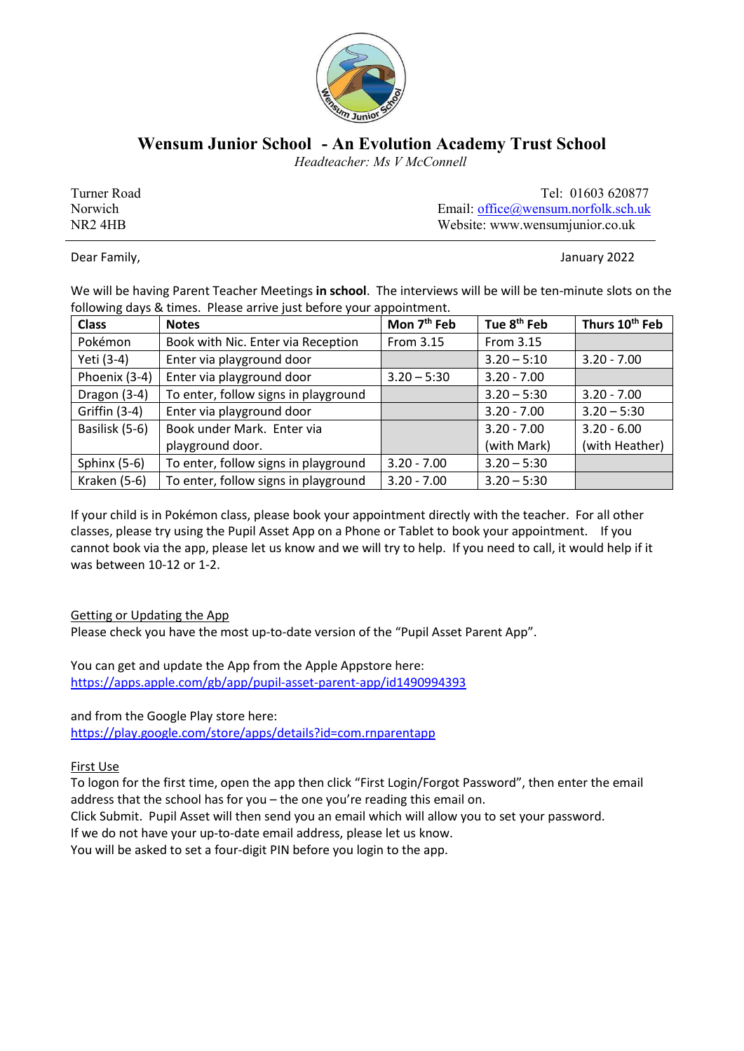# Wensum Junior School - An Evolution Academy Trust School

*Headteacher: Ms V McConnell*

Turner Road
Norwich
NR2 4HB

Tel: 01603 620877
Email: office@wensum.norfolk.sch.uk
Website: www.wensumjunior.co.uk

Dear Family,

January 2022

We will be having Parent Teacher Meetings **in school**. The interviews will be will be ten-minute slots on the following days & times. Please arrive just before your appointment.

| Class | Notes | Mon 7th Feb | Tue 8th Feb | Thurs 10th Feb |
|---|---|---|---|---|
| Pokémon | Book with Nic. Enter via Reception | From 3.15 | From 3.15 | |
| Yeti (3-4) | Enter via playground door | | 3.20 – 5:10 | 3.20 - 7.00 |
| Phoenix (3-4) | Enter via playground door | 3.20 – 5:30 | 3.20 - 7.00 | |
| Dragon (3-4) | To enter, follow signs in playground | | 3.20 – 5:30 | 3.20 - 7.00 |
| Griffin (3-4) | Enter via playground door | | 3.20 - 7.00 | 3.20 – 5:30 |
| Basilisk (5-6) | Book under Mark. Enter via playground door. | | 3.20 - 7.00 (with Mark) | 3.20 - 6.00 (with Heather) |
| Sphinx (5-6) | To enter, follow signs in playground | 3.20 - 7.00 | 3.20 – 5:30 | |
| Kraken (5-6) | To enter, follow signs in playground | 3.20 - 7.00 | 3.20 – 5:30 | |

If your child is in Pokémon class, please book your appointment directly with the teacher. For all other classes, please try using the Pupil Asset App on a Phone or Tablet to book your appointment. If you cannot book via the app, please let us know and we will try to help. If you need to call, it would help if it was between 10-12 or 1-2.

## Getting or Updating the App

Please check you have the most up-to-date version of the "Pupil Asset Parent App".

You can get and update the App from the Apple Appstore here:
https://apps.apple.com/gb/app/pupil-asset-parent-app/id1490994393

and from the Google Play store here:
https://play.google.com/store/apps/details?id=com.rnparentapp

## First Use

To logon for the first time, open the app then click "First Login/Forgot Password", then enter the email address that the school has for you – the one you're reading this email on.
Click Submit. Pupil Asset will then send you an email which will allow you to set your password.
If we do not have your up-to-date email address, please let us know.
You will be asked to set a four-digit PIN before you login to the app.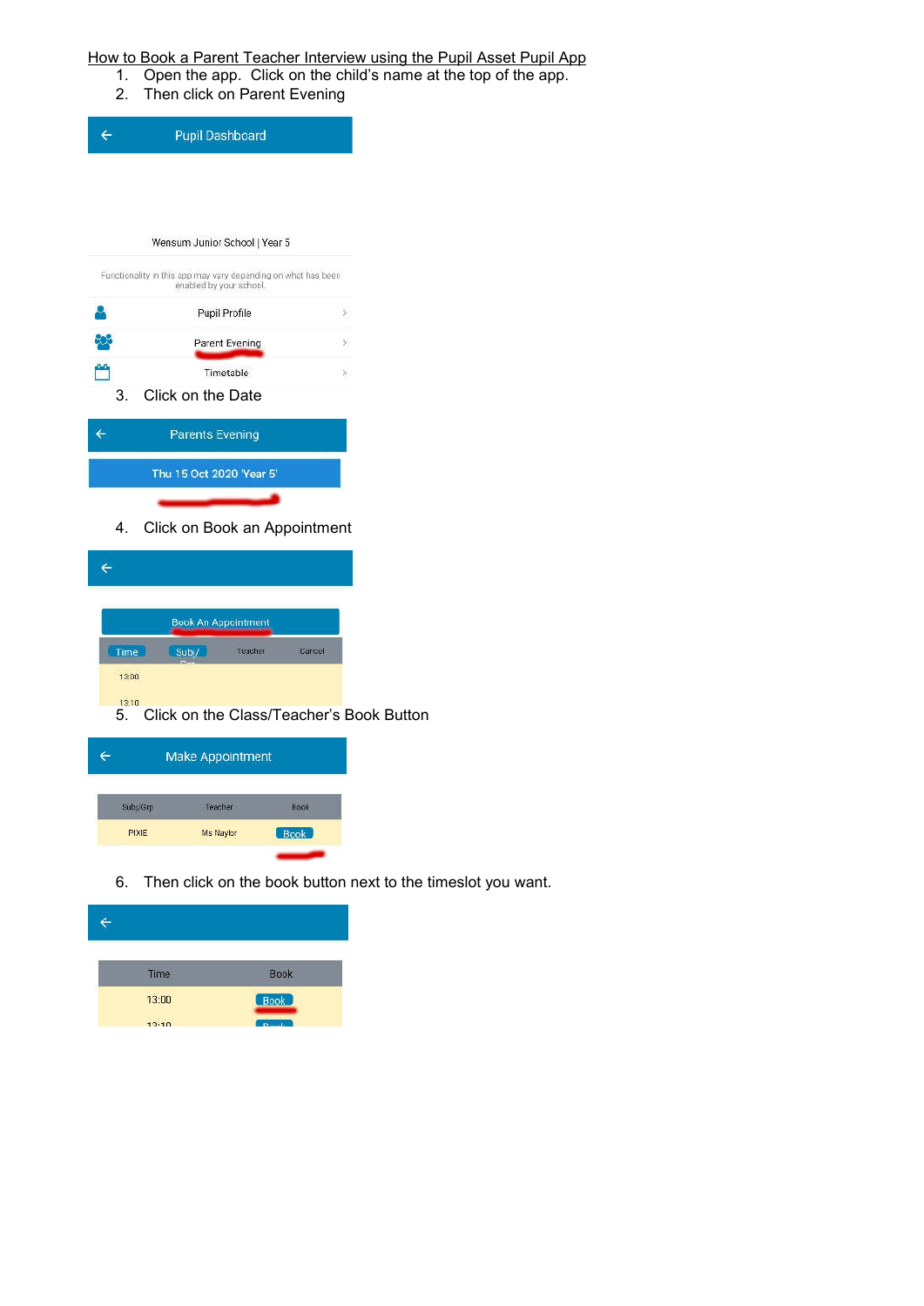How to Book a Parent Teacher Interview using the Pupil Asset Pupil App

1. Open the app. Click on the child's name at the top of the app.
2. Then click on Parent Evening

Pupil Dashboard

Wensum Junior School | Year 5

Functionality in this app may vary depending on what has been enabled by your school.

Pupil Profile

Parent Evening

Timetable

3. Click on the Date

Parents Evening

Thu 15 Oct 2020 'Year 5'

4. Click on Book an Appointment

Book An Appointment

| Time | Subj/Grp | Teacher | Cancel |
|---|---|---|---|
| 13:00 | | | |
| 13:10 | | | |

5. Click on the Class/Teacher's Book Button

Make Appointment

| Subj/Grp | Teacher | Book |
|---|---|---|
| PIXIE | Ms Naylor | Book |

6. Then click on the book button next to the timeslot you want.

| Time | Book |
|---|---|
| 13:00 | Book |
| 13:10 | Book |